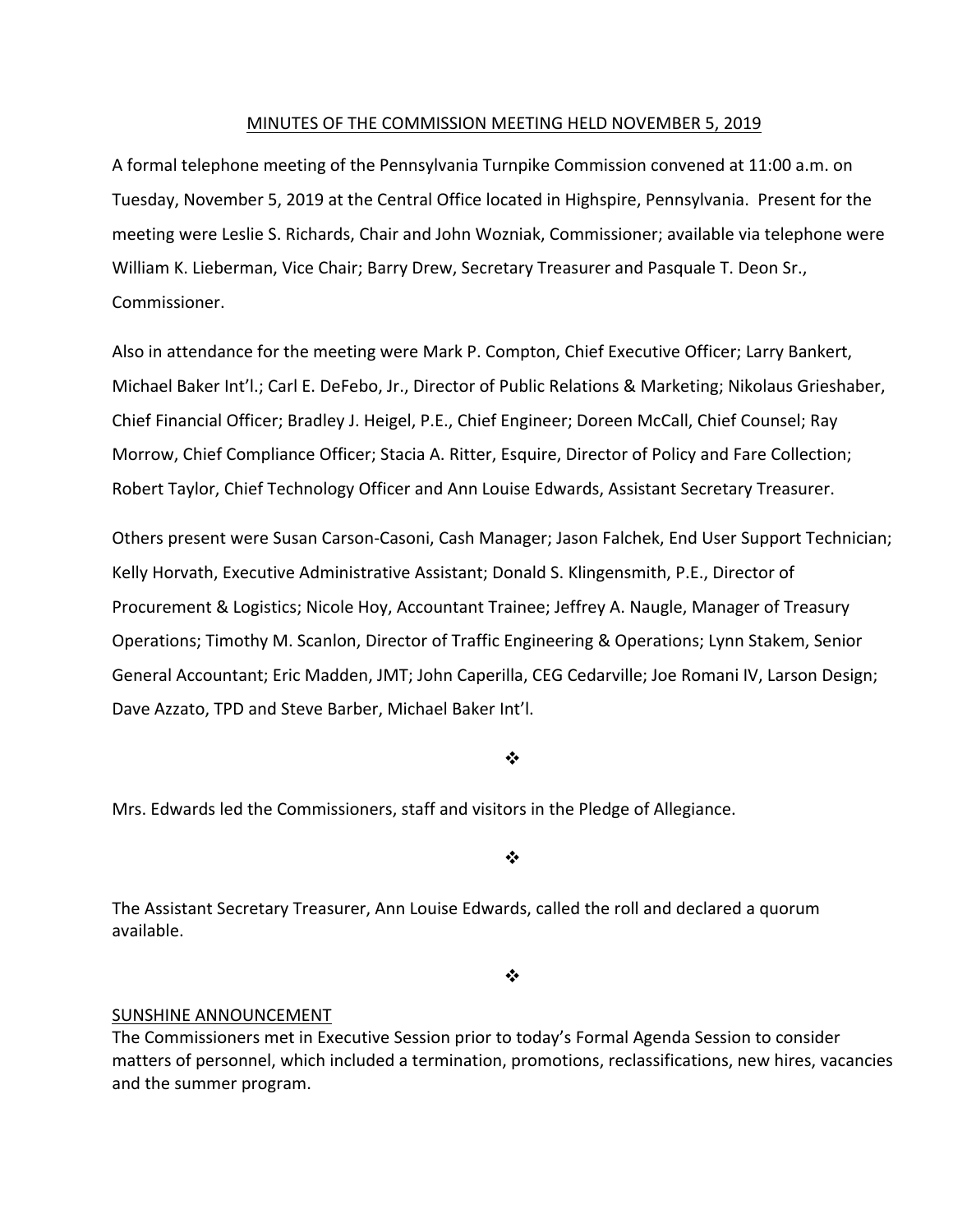MINUTES OF THE COMMISSION MEETING HELD NOVEMBER 5, 2019

A formal telephone meeting of the Pennsylvania Turnpike Commission convened at 11:00 a.m. on Tuesday, November 5, 2019 at the Central Office located in Highspire, Pennsylvania. Present for the meeting were Leslie S. Richards, Chair and John Wozniak, Commissioner; available via telephone were William K. Lieberman, Vice Chair; Barry Drew, Secretary Treasurer and Pasquale T. Deon Sr., Commissioner.

Also in attendance for the meeting were Mark P. Compton, Chief Executive Officer; Larry Bankert, Michael Baker Int'l.; Carl E. DeFebo, Jr., Director of Public Relations & Marketing; Nikolaus Grieshaber, Chief Financial Officer; Bradley J. Heigel, P.E., Chief Engineer; Doreen McCall, Chief Counsel; Ray Morrow, Chief Compliance Officer; Stacia A. Ritter, Esquire, Director of Policy and Fare Collection; Robert Taylor, Chief Technology Officer and Ann Louise Edwards, Assistant Secretary Treasurer.

Others present were Susan Carson-Casoni, Cash Manager; Jason Falchek, End User Support Technician; Kelly Horvath, Executive Administrative Assistant; Donald S. Klingensmith, P.E., Director of Procurement & Logistics; Nicole Hoy, Accountant Trainee; Jeffrey A. Naugle, Manager of Treasury Operations; Timothy M. Scanlon, Director of Traffic Engineering & Operations; Lynn Stakem, Senior General Accountant; Eric Madden, JMT; John Caperilla, CEG Cedarville; Joe Romani IV, Larson Design; Dave Azzato, TPD and Steve Barber, Michael Baker Int'l.

❖

Mrs. Edwards led the Commissioners, staff and visitors in the Pledge of Allegiance.

❖

The Assistant Secretary Treasurer, Ann Louise Edwards, called the roll and declared a quorum available.

❖

SUNSHINE ANNOUNCEMENT

The Commissioners met in Executive Session prior to today's Formal Agenda Session to consider matters of personnel, which included a termination, promotions, reclassifications, new hires, vacancies and the summer program.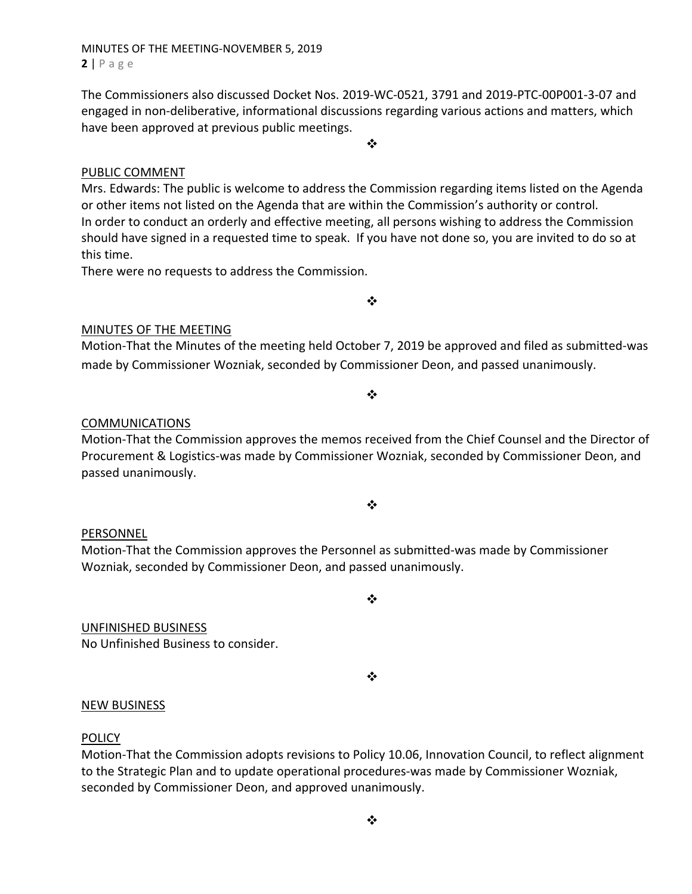The Commissioners also discussed Docket Nos. 2019-WC-0521, 3791 and 2019-PTC-00P001-3-07 and engaged in non-deliberative, informational discussions regarding various actions and matters, which have been approved at previous public meetings.

❖

PUBLIC COMMENT

Mrs. Edwards: The public is welcome to address the Commission regarding items listed on the Agenda or other items not listed on the Agenda that are within the Commission's authority or control. In order to conduct an orderly and effective meeting, all persons wishing to address the Commission should have signed in a requested time to speak. If you have not done so, you are invited to do so at this time.

There were no requests to address the Commission.

❖

MINUTES OF THE MEETING

Motion-That the Minutes of the meeting held October 7, 2019 be approved and filed as submitted-was made by Commissioner Wozniak, seconded by Commissioner Deon, and passed unanimously.

❖

COMMUNICATIONS

Motion-That the Commission approves the memos received from the Chief Counsel and the Director of Procurement & Logistics-was made by Commissioner Wozniak, seconded by Commissioner Deon, and passed unanimously.

❖

PERSONNEL

Motion-That the Commission approves the Personnel as submitted-was made by Commissioner Wozniak, seconded by Commissioner Deon, and passed unanimously.

❖

UNFINISHED BUSINESS

No Unfinished Business to consider.

❖

NEW BUSINESS

POLICY

Motion-That the Commission adopts revisions to Policy 10.06, Innovation Council, to reflect alignment to the Strategic Plan and to update operational procedures-was made by Commissioner Wozniak, seconded by Commissioner Deon, and approved unanimously.

❖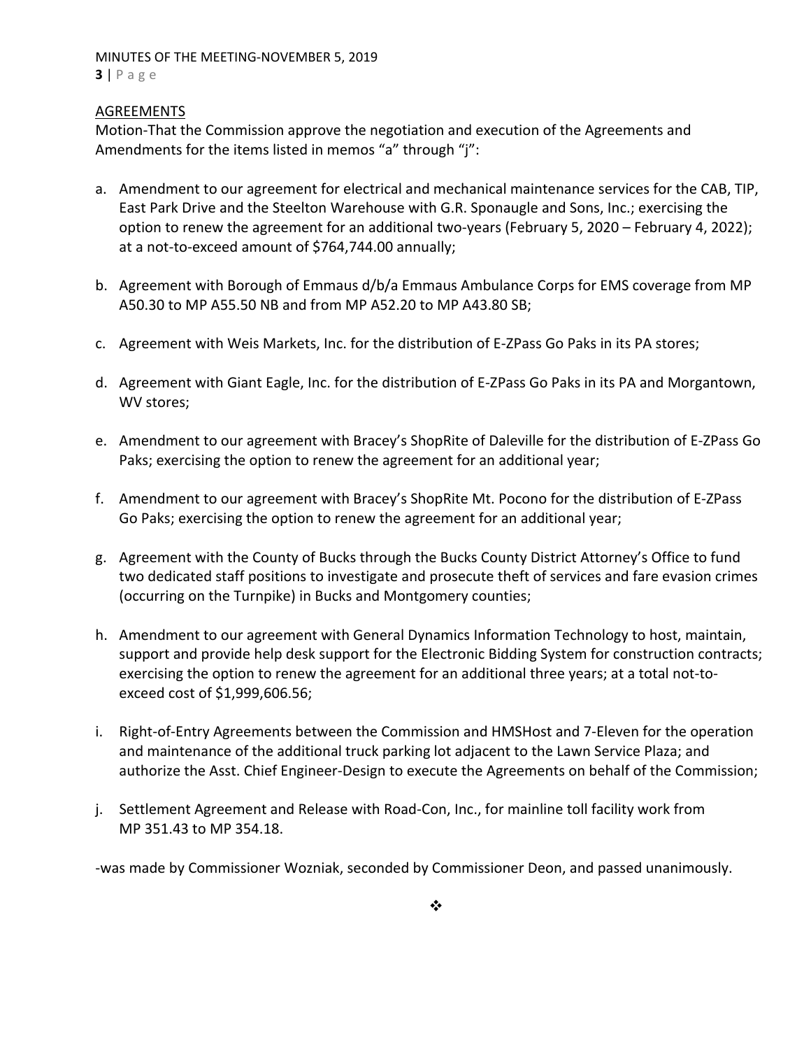## AGREEMENTS

Motion-That the Commission approve the negotiation and execution of the Agreements and Amendments for the items listed in memos "a" through "j":

a. Amendment to our agreement for electrical and mechanical maintenance services for the CAB, TIP, East Park Drive and the Steelton Warehouse with G.R. Sponaugle and Sons, Inc.; exercising the option to renew the agreement for an additional two-years (February 5, 2020 – February 4, 2022); at a not-to-exceed amount of $764,744.00 annually;

b. Agreement with Borough of Emmaus d/b/a Emmaus Ambulance Corps for EMS coverage from MP A50.30 to MP A55.50 NB and from MP A52.20 to MP A43.80 SB;

c. Agreement with Weis Markets, Inc. for the distribution of E-ZPass Go Paks in its PA stores;

d. Agreement with Giant Eagle, Inc. for the distribution of E-ZPass Go Paks in its PA and Morgantown, WV stores;

e. Amendment to our agreement with Bracey's ShopRite of Daleville for the distribution of E-ZPass Go Paks; exercising the option to renew the agreement for an additional year;

f. Amendment to our agreement with Bracey's ShopRite Mt. Pocono for the distribution of E-ZPass Go Paks; exercising the option to renew the agreement for an additional year;

g. Agreement with the County of Bucks through the Bucks County District Attorney's Office to fund two dedicated staff positions to investigate and prosecute theft of services and fare evasion crimes (occurring on the Turnpike) in Bucks and Montgomery counties;

h. Amendment to our agreement with General Dynamics Information Technology to host, maintain, support and provide help desk support for the Electronic Bidding System for construction contracts; exercising the option to renew the agreement for an additional three years; at a total not-to-exceed cost of $1,999,606.56;

i. Right-of-Entry Agreements between the Commission and HMSHost and 7-Eleven for the operation and maintenance of the additional truck parking lot adjacent to the Lawn Service Plaza; and authorize the Asst. Chief Engineer-Design to execute the Agreements on behalf of the Commission;

j. Settlement Agreement and Release with Road-Con, Inc., for mainline toll facility work from MP 351.43 to MP 354.18.

-was made by Commissioner Wozniak, seconded by Commissioner Deon, and passed unanimously.

❖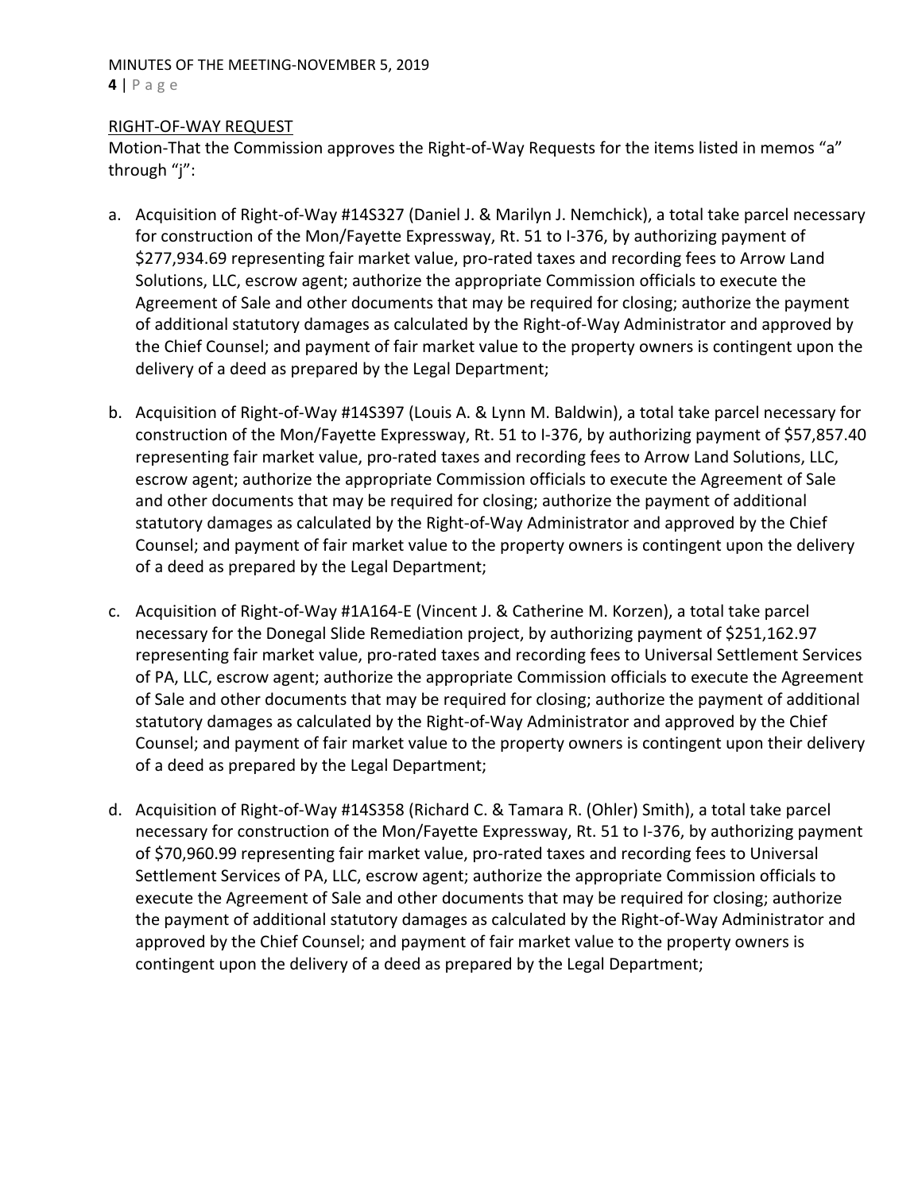RIGHT-OF-WAY REQUEST

Motion-That the Commission approves the Right-of-Way Requests for the items listed in memos "a" through "j":

a. Acquisition of Right-of-Way #14S327 (Daniel J. & Marilyn J. Nemchick), a total take parcel necessary for construction of the Mon/Fayette Expressway, Rt. 51 to I-376, by authorizing payment of $277,934.69 representing fair market value, pro-rated taxes and recording fees to Arrow Land Solutions, LLC, escrow agent; authorize the appropriate Commission officials to execute the Agreement of Sale and other documents that may be required for closing; authorize the payment of additional statutory damages as calculated by the Right-of-Way Administrator and approved by the Chief Counsel; and payment of fair market value to the property owners is contingent upon the delivery of a deed as prepared by the Legal Department;

b. Acquisition of Right-of-Way #14S397 (Louis A. & Lynn M. Baldwin), a total take parcel necessary for construction of the Mon/Fayette Expressway, Rt. 51 to I-376, by authorizing payment of $57,857.40 representing fair market value, pro-rated taxes and recording fees to Arrow Land Solutions, LLC, escrow agent; authorize the appropriate Commission officials to execute the Agreement of Sale and other documents that may be required for closing; authorize the payment of additional statutory damages as calculated by the Right-of-Way Administrator and approved by the Chief Counsel; and payment of fair market value to the property owners is contingent upon the delivery of a deed as prepared by the Legal Department;

c. Acquisition of Right-of-Way #1A164-E (Vincent J. & Catherine M. Korzen), a total take parcel necessary for the Donegal Slide Remediation project, by authorizing payment of $251,162.97 representing fair market value, pro-rated taxes and recording fees to Universal Settlement Services of PA, LLC, escrow agent; authorize the appropriate Commission officials to execute the Agreement of Sale and other documents that may be required for closing; authorize the payment of additional statutory damages as calculated by the Right-of-Way Administrator and approved by the Chief Counsel; and payment of fair market value to the property owners is contingent upon their delivery of a deed as prepared by the Legal Department;

d. Acquisition of Right-of-Way #14S358 (Richard C. & Tamara R. (Ohler) Smith), a total take parcel necessary for construction of the Mon/Fayette Expressway, Rt. 51 to I-376, by authorizing payment of $70,960.99 representing fair market value, pro-rated taxes and recording fees to Universal Settlement Services of PA, LLC, escrow agent; authorize the appropriate Commission officials to execute the Agreement of Sale and other documents that may be required for closing; authorize the payment of additional statutory damages as calculated by the Right-of-Way Administrator and approved by the Chief Counsel; and payment of fair market value to the property owners is contingent upon the delivery of a deed as prepared by the Legal Department;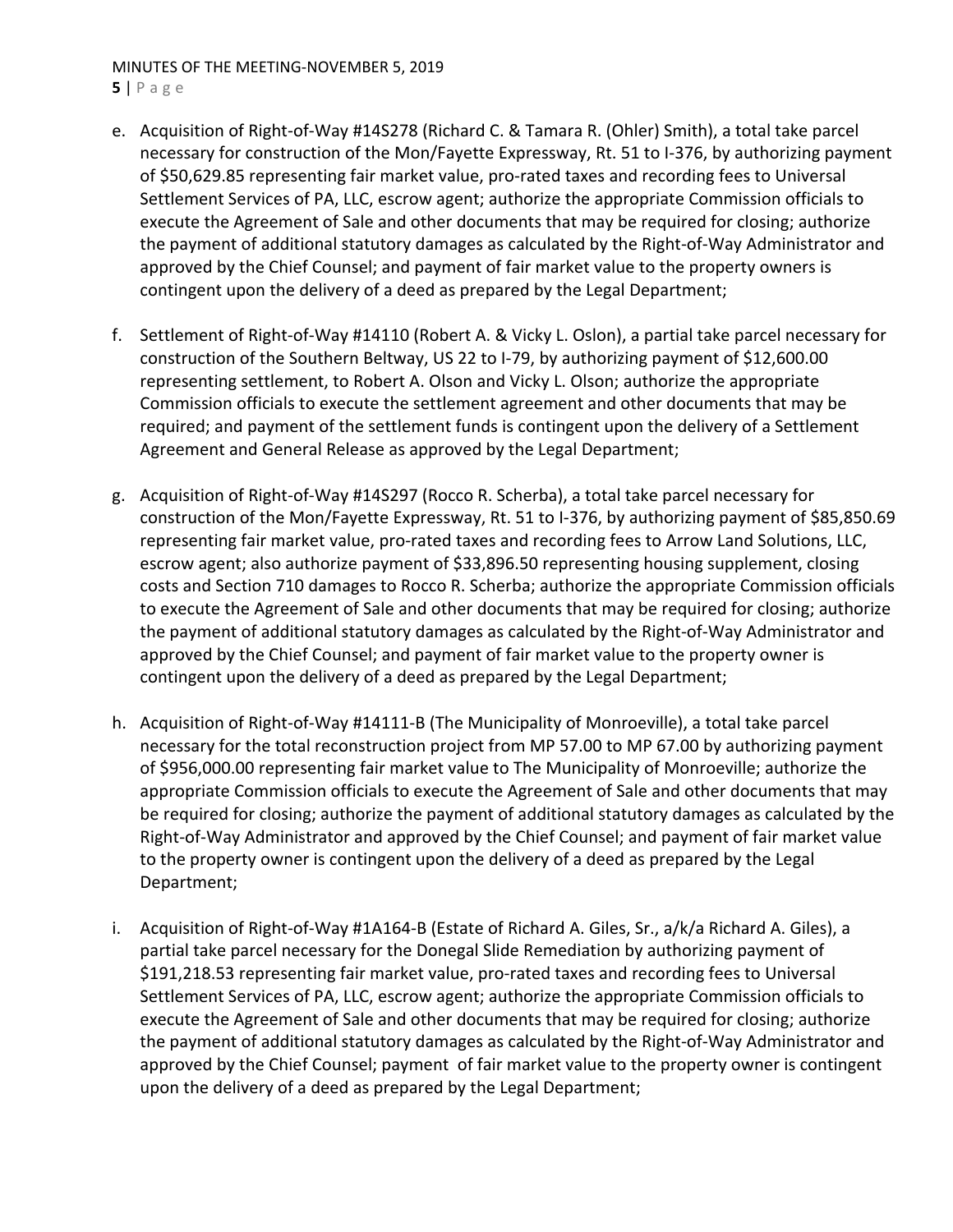e. Acquisition of Right-of-Way #14S278 (Richard C. & Tamara R. (Ohler) Smith), a total take parcel necessary for construction of the Mon/Fayette Expressway, Rt. 51 to I-376, by authorizing payment of $50,629.85 representing fair market value, pro-rated taxes and recording fees to Universal Settlement Services of PA, LLC, escrow agent; authorize the appropriate Commission officials to execute the Agreement of Sale and other documents that may be required for closing; authorize the payment of additional statutory damages as calculated by the Right-of-Way Administrator and approved by the Chief Counsel; and payment of fair market value to the property owners is contingent upon the delivery of a deed as prepared by the Legal Department;

f. Settlement of Right-of-Way #14110 (Robert A. & Vicky L. Oslon), a partial take parcel necessary for construction of the Southern Beltway, US 22 to I-79, by authorizing payment of $12,600.00 representing settlement, to Robert A. Olson and Vicky L. Olson; authorize the appropriate Commission officials to execute the settlement agreement and other documents that may be required; and payment of the settlement funds is contingent upon the delivery of a Settlement Agreement and General Release as approved by the Legal Department;

g. Acquisition of Right-of-Way #14S297 (Rocco R. Scherba), a total take parcel necessary for construction of the Mon/Fayette Expressway, Rt. 51 to I-376, by authorizing payment of $85,850.69 representing fair market value, pro-rated taxes and recording fees to Arrow Land Solutions, LLC, escrow agent; also authorize payment of $33,896.50 representing housing supplement, closing costs and Section 710 damages to Rocco R. Scherba; authorize the appropriate Commission officials to execute the Agreement of Sale and other documents that may be required for closing; authorize the payment of additional statutory damages as calculated by the Right-of-Way Administrator and approved by the Chief Counsel; and payment of fair market value to the property owner is contingent upon the delivery of a deed as prepared by the Legal Department;

h. Acquisition of Right-of-Way #14111-B (The Municipality of Monroeville), a total take parcel necessary for the total reconstruction project from MP 57.00 to MP 67.00 by authorizing payment of $956,000.00 representing fair market value to The Municipality of Monroeville; authorize the appropriate Commission officials to execute the Agreement of Sale and other documents that may be required for closing; authorize the payment of additional statutory damages as calculated by the Right-of-Way Administrator and approved by the Chief Counsel; and payment of fair market value to the property owner is contingent upon the delivery of a deed as prepared by the Legal Department;

i. Acquisition of Right-of-Way #1A164-B (Estate of Richard A. Giles, Sr., a/k/a Richard A. Giles), a partial take parcel necessary for the Donegal Slide Remediation by authorizing payment of $191,218.53 representing fair market value, pro-rated taxes and recording fees to Universal Settlement Services of PA, LLC, escrow agent; authorize the appropriate Commission officials to execute the Agreement of Sale and other documents that may be required for closing; authorize the payment of additional statutory damages as calculated by the Right-of-Way Administrator and approved by the Chief Counsel; payment of fair market value to the property owner is contingent upon the delivery of a deed as prepared by the Legal Department;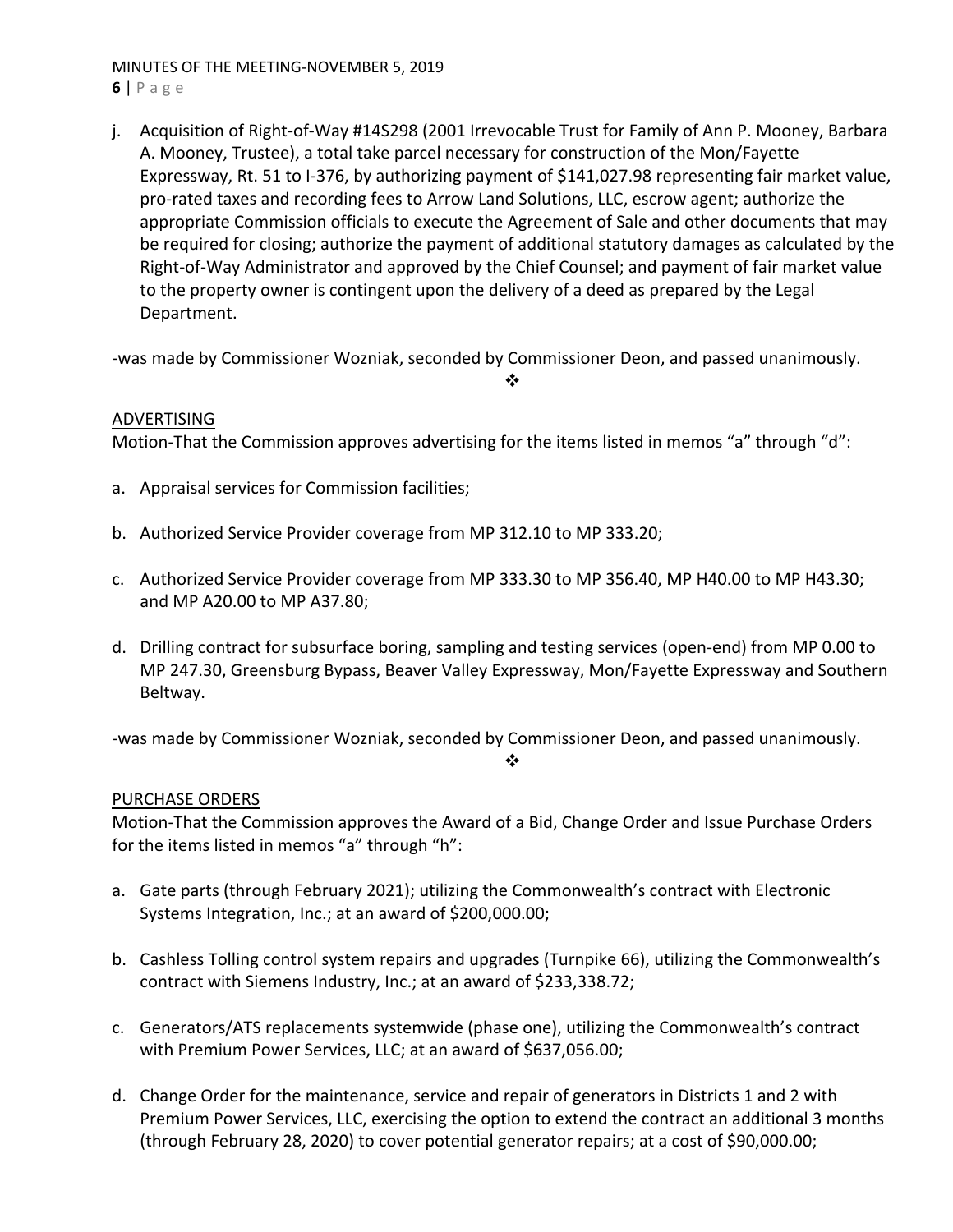j. Acquisition of Right-of-Way #14S298 (2001 Irrevocable Trust for Family of Ann P. Mooney, Barbara A. Mooney, Trustee), a total take parcel necessary for construction of the Mon/Fayette Expressway, Rt. 51 to I-376, by authorizing payment of $141,027.98 representing fair market value, pro-rated taxes and recording fees to Arrow Land Solutions, LLC, escrow agent; authorize the appropriate Commission officials to execute the Agreement of Sale and other documents that may be required for closing; authorize the payment of additional statutory damages as calculated by the Right-of-Way Administrator and approved by the Chief Counsel; and payment of fair market value to the property owner is contingent upon the delivery of a deed as prepared by the Legal Department.

-was made by Commissioner Wozniak, seconded by Commissioner Deon, and passed unanimously.

❖

ADVERTISING

Motion-That the Commission approves advertising for the items listed in memos "a" through "d":

a. Appraisal services for Commission facilities;

b. Authorized Service Provider coverage from MP 312.10 to MP 333.20;

c. Authorized Service Provider coverage from MP 333.30 to MP 356.40, MP H40.00 to MP H43.30; and MP A20.00 to MP A37.80;

d. Drilling contract for subsurface boring, sampling and testing services (open-end) from MP 0.00 to MP 247.30, Greensburg Bypass, Beaver Valley Expressway, Mon/Fayette Expressway and Southern Beltway.

-was made by Commissioner Wozniak, seconded by Commissioner Deon, and passed unanimously.

❖

PURCHASE ORDERS

Motion-That the Commission approves the Award of a Bid, Change Order and Issue Purchase Orders for the items listed in memos "a" through "h":

a. Gate parts (through February 2021); utilizing the Commonwealth's contract with Electronic Systems Integration, Inc.; at an award of $200,000.00;

b. Cashless Tolling control system repairs and upgrades (Turnpike 66), utilizing the Commonwealth's contract with Siemens Industry, Inc.; at an award of $233,338.72;

c. Generators/ATS replacements systemwide (phase one), utilizing the Commonwealth's contract with Premium Power Services, LLC; at an award of $637,056.00;

d. Change Order for the maintenance, service and repair of generators in Districts 1 and 2 with Premium Power Services, LLC, exercising the option to extend the contract an additional 3 months (through February 28, 2020) to cover potential generator repairs; at a cost of $90,000.00;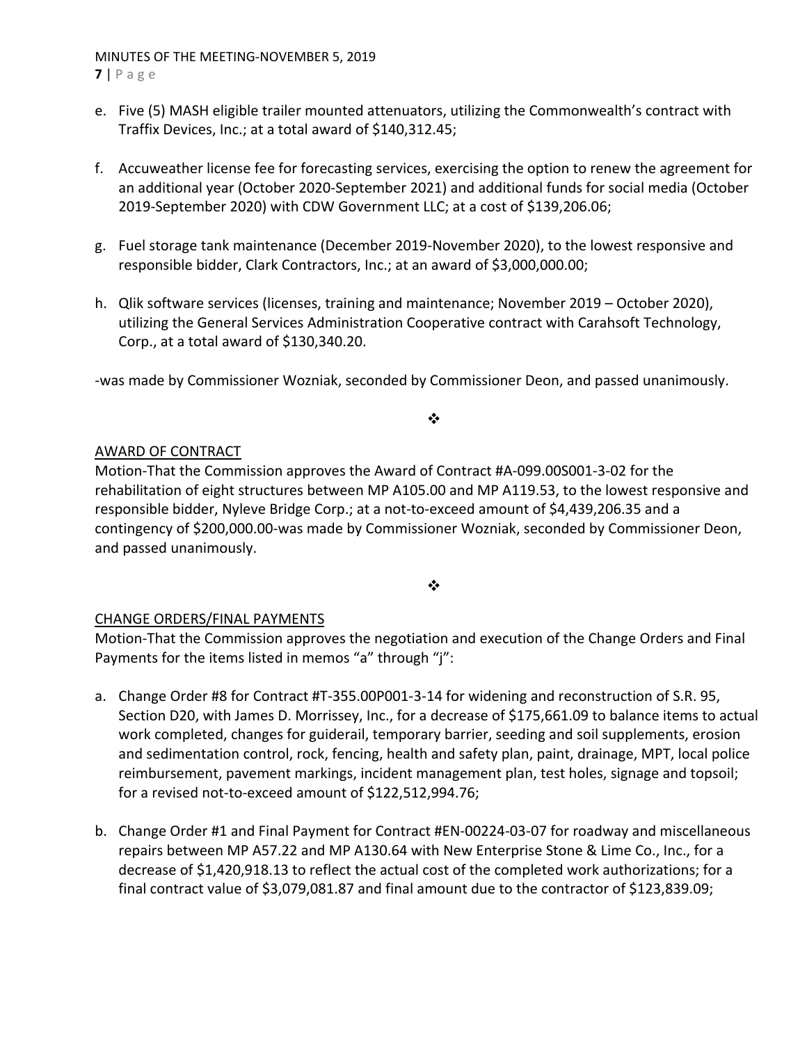e. Five (5) MASH eligible trailer mounted attenuators, utilizing the Commonwealth's contract with Traffix Devices, Inc.; at a total award of $140,312.45;

f. Accuweather license fee for forecasting services, exercising the option to renew the agreement for an additional year (October 2020-September 2021) and additional funds for social media (October 2019-September 2020) with CDW Government LLC; at a cost of $139,206.06;

g. Fuel storage tank maintenance (December 2019-November 2020), to the lowest responsive and responsible bidder, Clark Contractors, Inc.; at an award of $3,000,000.00;

h. Qlik software services (licenses, training and maintenance; November 2019 – October 2020), utilizing the General Services Administration Cooperative contract with Carahsoft Technology, Corp., at a total award of $130,340.20.

-was made by Commissioner Wozniak, seconded by Commissioner Deon, and passed unanimously.

❖

## AWARD OF CONTRACT

Motion-That the Commission approves the Award of Contract #A-099.00S001-3-02 for the rehabilitation of eight structures between MP A105.00 and MP A119.53, to the lowest responsive and responsible bidder, Nyleve Bridge Corp.; at a not-to-exceed amount of $4,439,206.35 and a contingency of $200,000.00-was made by Commissioner Wozniak, seconded by Commissioner Deon, and passed unanimously.

❖

## CHANGE ORDERS/FINAL PAYMENTS

Motion-That the Commission approves the negotiation and execution of the Change Orders and Final Payments for the items listed in memos "a" through "j":

a. Change Order #8 for Contract #T-355.00P001-3-14 for widening and reconstruction of S.R. 95, Section D20, with James D. Morrissey, Inc., for a decrease of $175,661.09 to balance items to actual work completed, changes for guiderail, temporary barrier, seeding and soil supplements, erosion and sedimentation control, rock, fencing, health and safety plan, paint, drainage, MPT, local police reimbursement, pavement markings, incident management plan, test holes, signage and topsoil; for a revised not-to-exceed amount of $122,512,994.76;

b. Change Order #1 and Final Payment for Contract #EN-00224-03-07 for roadway and miscellaneous repairs between MP A57.22 and MP A130.64 with New Enterprise Stone & Lime Co., Inc., for a decrease of $1,420,918.13 to reflect the actual cost of the completed work authorizations; for a final contract value of $3,079,081.87 and final amount due to the contractor of $123,839.09;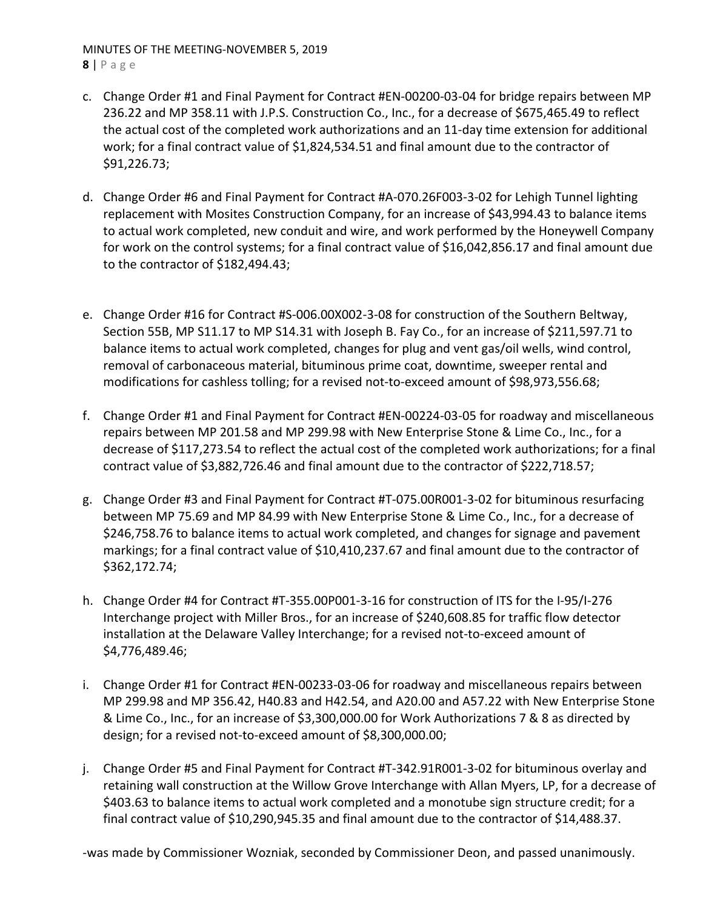c. Change Order #1 and Final Payment for Contract #EN-00200-03-04 for bridge repairs between MP 236.22 and MP 358.11 with J.P.S. Construction Co., Inc., for a decrease of $675,465.49 to reflect the actual cost of the completed work authorizations and an 11-day time extension for additional work; for a final contract value of $1,824,534.51 and final amount due to the contractor of $91,226.73;

d. Change Order #6 and Final Payment for Contract #A-070.26F003-3-02 for Lehigh Tunnel lighting replacement with Mosites Construction Company, for an increase of $43,994.43 to balance items to actual work completed, new conduit and wire, and work performed by the Honeywell Company for work on the control systems; for a final contract value of $16,042,856.17 and final amount due to the contractor of $182,494.43;

e. Change Order #16 for Contract #S-006.00X002-3-08 for construction of the Southern Beltway, Section 55B, MP S11.17 to MP S14.31 with Joseph B. Fay Co., for an increase of $211,597.71 to balance items to actual work completed, changes for plug and vent gas/oil wells, wind control, removal of carbonaceous material, bituminous prime coat, downtime, sweeper rental and modifications for cashless tolling; for a revised not-to-exceed amount of $98,973,556.68;

f. Change Order #1 and Final Payment for Contract #EN-00224-03-05 for roadway and miscellaneous repairs between MP 201.58 and MP 299.98 with New Enterprise Stone & Lime Co., Inc., for a decrease of $117,273.54 to reflect the actual cost of the completed work authorizations; for a final contract value of $3,882,726.46 and final amount due to the contractor of $222,718.57;

g. Change Order #3 and Final Payment for Contract #T-075.00R001-3-02 for bituminous resurfacing between MP 75.69 and MP 84.99 with New Enterprise Stone & Lime Co., Inc., for a decrease of $246,758.76 to balance items to actual work completed, and changes for signage and pavement markings; for a final contract value of $10,410,237.67 and final amount due to the contractor of $362,172.74;

h. Change Order #4 for Contract #T-355.00P001-3-16 for construction of ITS for the I-95/I-276 Interchange project with Miller Bros., for an increase of $240,608.85 for traffic flow detector installation at the Delaware Valley Interchange; for a revised not-to-exceed amount of $4,776,489.46;

i. Change Order #1 for Contract #EN-00233-03-06 for roadway and miscellaneous repairs between MP 299.98 and MP 356.42, H40.83 and H42.54, and A20.00 and A57.22 with New Enterprise Stone & Lime Co., Inc., for an increase of $3,300,000.00 for Work Authorizations 7 & 8 as directed by design; for a revised not-to-exceed amount of $8,300,000.00;

j. Change Order #5 and Final Payment for Contract #T-342.91R001-3-02 for bituminous overlay and retaining wall construction at the Willow Grove Interchange with Allan Myers, LP, for a decrease of $403.63 to balance items to actual work completed and a monotube sign structure credit; for a final contract value of $10,290,945.35 and final amount due to the contractor of $14,488.37.

-was made by Commissioner Wozniak, seconded by Commissioner Deon, and passed unanimously.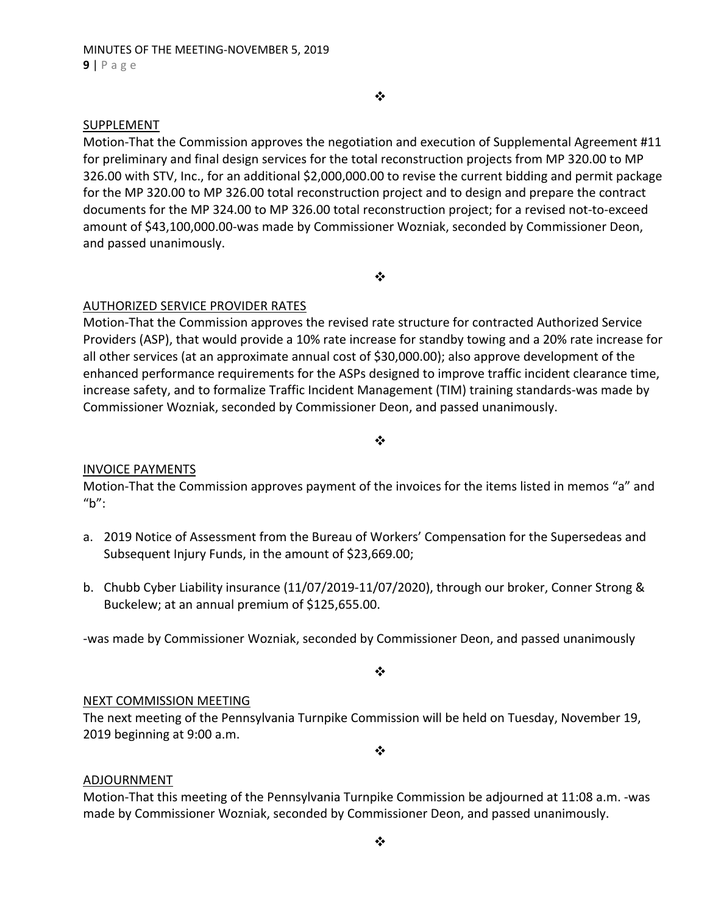❖

SUPPLEMENT

Motion-That the Commission approves the negotiation and execution of Supplemental Agreement #11 for preliminary and final design services for the total reconstruction projects from MP 320.00 to MP 326.00 with STV, Inc., for an additional $2,000,000.00 to revise the current bidding and permit package for the MP 320.00 to MP 326.00 total reconstruction project and to design and prepare the contract documents for the MP 324.00 to MP 326.00 total reconstruction project; for a revised not-to-exceed amount of $43,100,000.00-was made by Commissioner Wozniak, seconded by Commissioner Deon, and passed unanimously.

❖

AUTHORIZED SERVICE PROVIDER RATES

Motion-That the Commission approves the revised rate structure for contracted Authorized Service Providers (ASP), that would provide a 10% rate increase for standby towing and a 20% rate increase for all other services (at an approximate annual cost of $30,000.00); also approve development of the enhanced performance requirements for the ASPs designed to improve traffic incident clearance time, increase safety, and to formalize Traffic Incident Management (TIM) training standards-was made by Commissioner Wozniak, seconded by Commissioner Deon, and passed unanimously.

❖

INVOICE PAYMENTS

Motion-That the Commission approves payment of the invoices for the items listed in memos "a" and "b":

a. 2019 Notice of Assessment from the Bureau of Workers' Compensation for the Supersedeas and Subsequent Injury Funds, in the amount of $23,669.00;

b. Chubb Cyber Liability insurance (11/07/2019-11/07/2020), through our broker, Conner Strong & Buckelew; at an annual premium of $125,655.00.

-was made by Commissioner Wozniak, seconded by Commissioner Deon, and passed unanimously

❖

NEXT COMMISSION MEETING

The next meeting of the Pennsylvania Turnpike Commission will be held on Tuesday, November 19, 2019 beginning at 9:00 a.m.

❖

ADJOURNMENT

Motion-That this meeting of the Pennsylvania Turnpike Commission be adjourned at 11:08 a.m. -was made by Commissioner Wozniak, seconded by Commissioner Deon, and passed unanimously.

❖